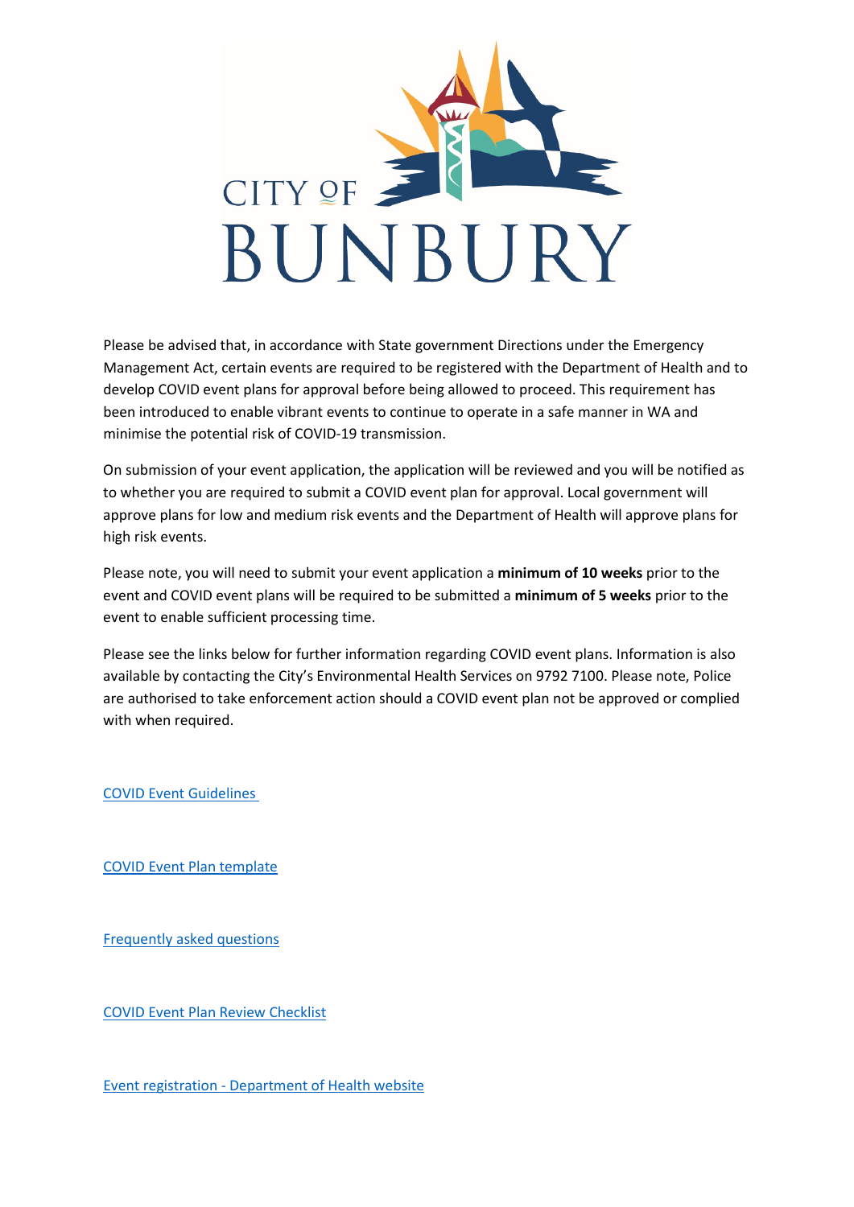CITY OF BUNBURY

Please be advised that, in accordance with State government Directions under the Emergency Management Act, certain events are required to be registered with the Department of Health and to develop COVID event plans for approval before being allowed to proceed. This requirement has been introduced to enable vibrant events to continue to operate in a safe manner in WA and minimise the potential risk of COVID-19 transmission.

On submission of your event application, the application will be reviewed and you will be notified as to whether you are required to submit a COVID event plan for approval. Local government will approve plans for low and medium risk events and the Department of Health will approve plans for high risk events.

Please note, you will need to submit your event application a **minimum of 10 weeks** prior to the event and COVID event plans will be required to be submitted a **minimum of 5 weeks** prior to the event to enable sufficient processing time.

Please see the links below for further information regarding COVID event plans. Information is also available by contacting the City's Environmental Health Services on 9792 7100. Please note, Police are authorised to take enforcement action should a COVID event plan not be approved or complied with when required.

COVID Event Guidelines

COVID Event Plan template

Frequently asked questions

COVID Event Plan Review Checklist

Event registration - Department of Health website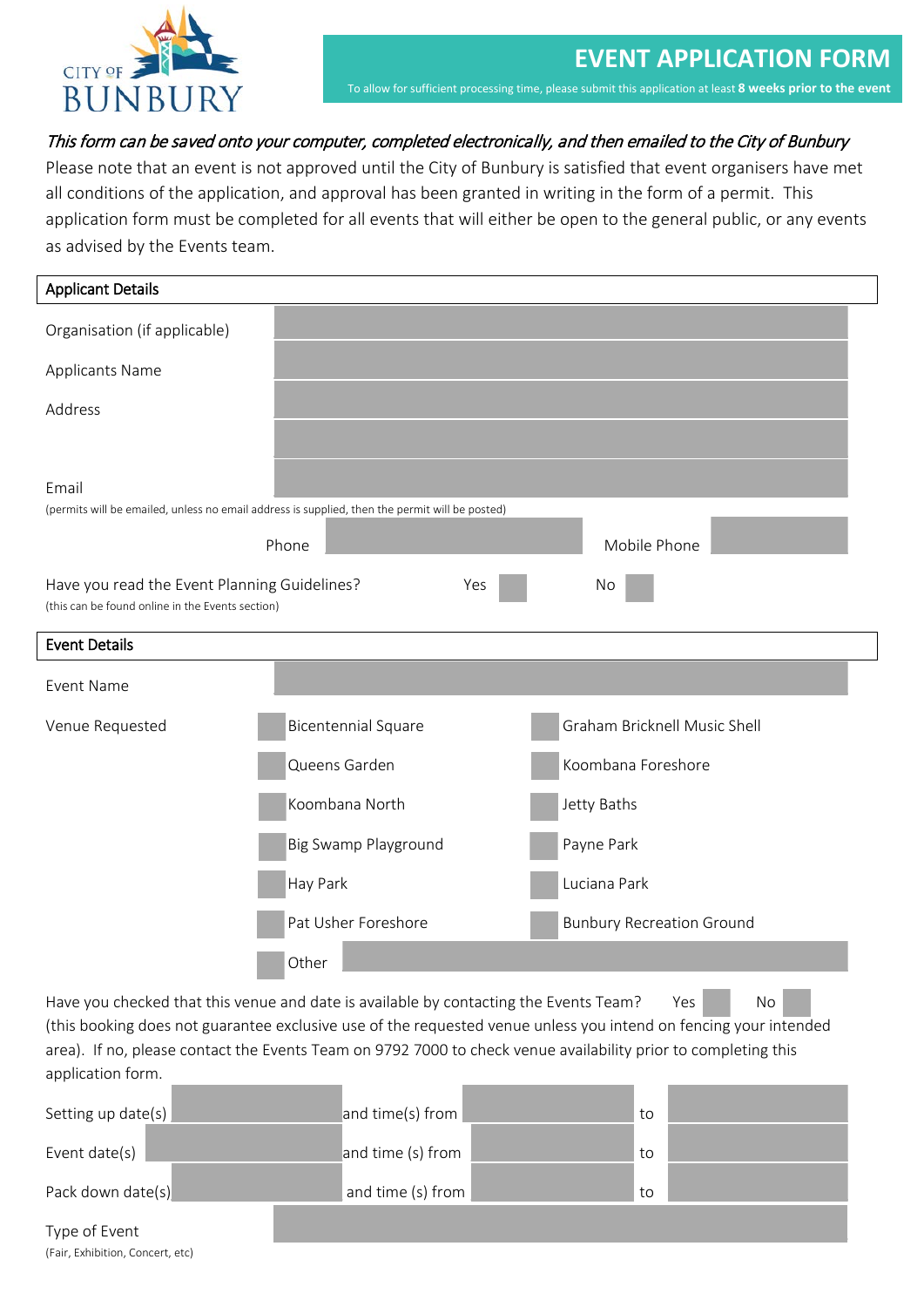CITY OF BUNBURY

# EVENT APPLICATION FORM

To allow for sufficient processing time, please submit this application at least **8 weeks prior to the event**

*This form can be saved onto your computer, completed electronically, and then emailed to the City of Bunbury*

Please note that an event is not approved until the City of Bunbury is satisfied that event organisers have met all conditions of the application, and approval has been granted in writing in the form of a permit. This application form must be completed for all events that will either be open to the general public, or any events as advised by the Events team.

## Applicant Details

Organisation (if applicable)

Applicants Name

Address

Email

(permits will be emailed, unless no email address is supplied, then the permit will be posted)

Phone　　　　Mobile Phone

Have you read the Event Planning Guidelines?　Yes　No

(this can be found online in the Events section)

## Event Details

Event Name

Venue Requested

| | |
|---|---|
| Bicentennial Square | Graham Bricknell Music Shell |
| Queens Garden | Koombana Foreshore |
| Koombana North | Jetty Baths |
| Big Swamp Playground | Payne Park |
| Hay Park | Luciana Park |
| Pat Usher Foreshore | Bunbury Recreation Ground |
| Other | |

Have you checked that this venue and date is available by contacting the Events Team?　Yes　No

(this booking does not guarantee exclusive use of the requested venue unless you intend on fencing your intended area). If no, please contact the Events Team on 9792 7000 to check venue availability prior to completing this application form.

Setting up date(s)　and time(s) from　to

Event date(s)　and time (s) from　to

Pack down date(s)　and time (s) from　to

Type of Event

(Fair, Exhibition, Concert, etc)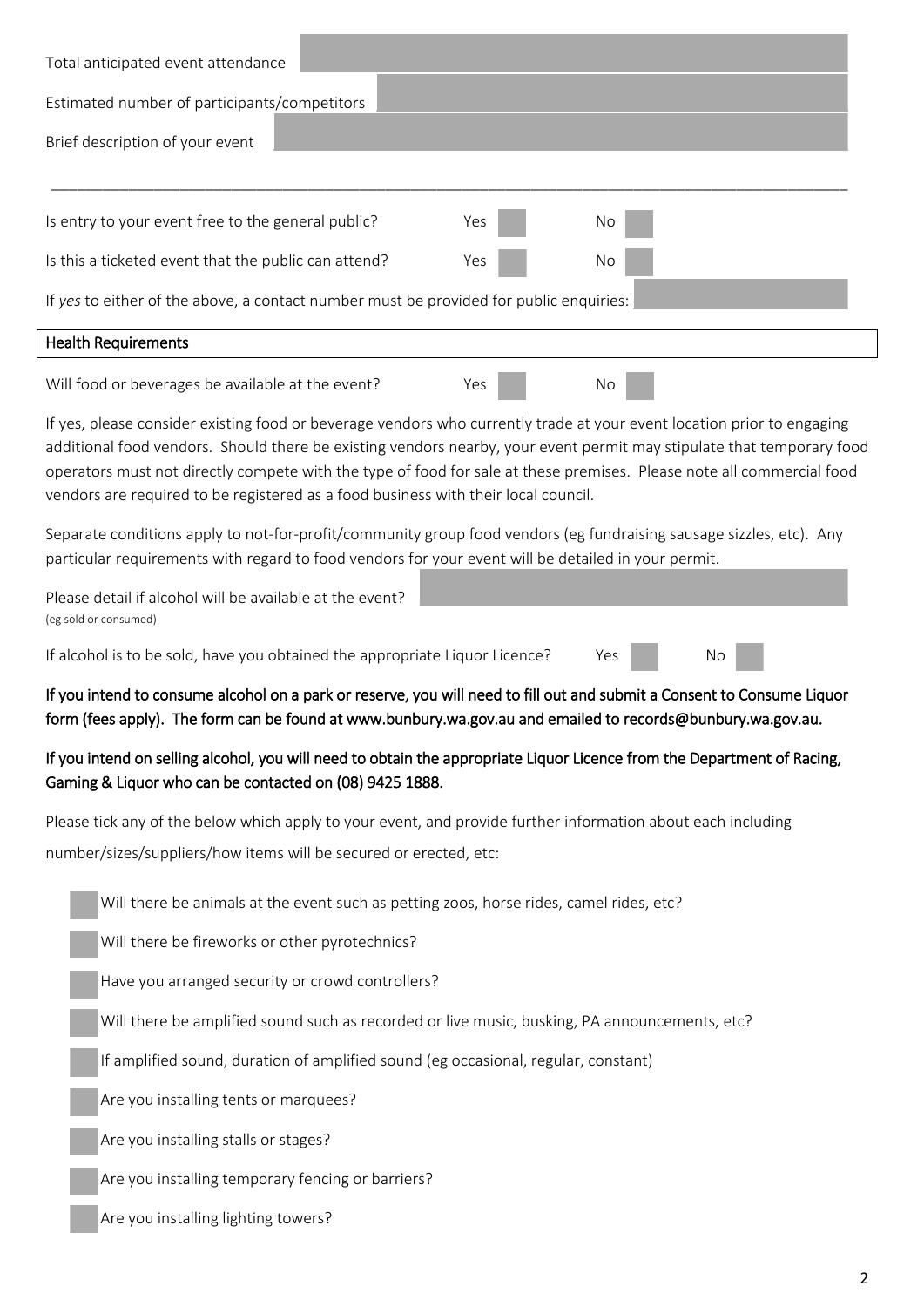Total anticipated event attendance

Estimated number of participants/competitors

Brief description of your event

---

Is entry to your event free to the general public? Yes No

Is this a ticketed event that the public can attend? Yes No

If *yes* to either of the above, a contact number must be provided for public enquiries:

## Health Requirements

Will food or beverages be available at the event? Yes No

If yes, please consider existing food or beverage vendors who currently trade at your event location prior to engaging additional food vendors. Should there be existing vendors nearby, your event permit may stipulate that temporary food operators must not directly compete with the type of food for sale at these premises. Please note all commercial food vendors are required to be registered as a food business with their local council.

Separate conditions apply to not-for-profit/community group food vendors (eg fundraising sausage sizzles, etc). Any particular requirements with regard to food vendors for your event will be detailed in your permit.

Please detail if alcohol will be available at the event?
(eg sold or consumed)

If alcohol is to be sold, have you obtained the appropriate Liquor Licence? Yes No

**If you intend to consume alcohol on a park or reserve, you will need to fill out and submit a Consent to Consume Liquor form (fees apply). The form can be found at www.bunbury.wa.gov.au and emailed to records@bunbury.wa.gov.au.**

**If you intend on selling alcohol, you will need to obtain the appropriate Liquor Licence from the Department of Racing, Gaming & Liquor who can be contacted on (08) 9425 1888.**

Please tick any of the below which apply to your event, and provide further information about each including number/sizes/suppliers/how items will be secured or erected, etc:

- Will there be animals at the event such as petting zoos, horse rides, camel rides, etc?
- Will there be fireworks or other pyrotechnics?
- Have you arranged security or crowd controllers?
- Will there be amplified sound such as recorded or live music, busking, PA announcements, etc?
- If amplified sound, duration of amplified sound (eg occasional, regular, constant)
- Are you installing tents or marquees?
- Are you installing stalls or stages?
- Are you installing temporary fencing or barriers?
- Are you installing lighting towers?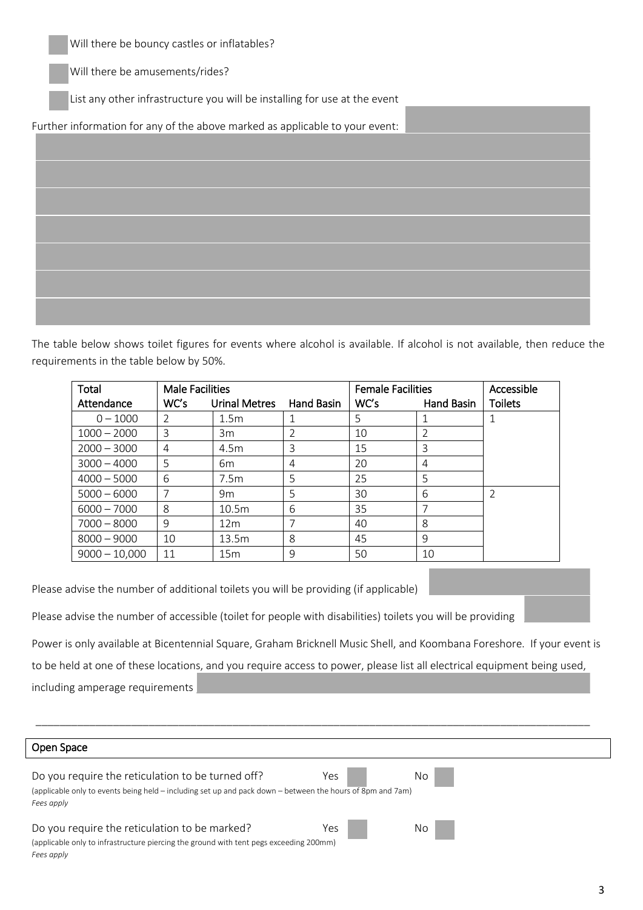Will there be bouncy castles or inflatables?

Will there be amusements/rides?

List any other infrastructure you will be installing for use at the event

Further information for any of the above marked as applicable to your event:

The table below shows toilet figures for events where alcohol is available. If alcohol is not available, then reduce the requirements in the table below by 50%.

| Total Attendance | Male Facilities | | | Female Facilities | | Accessible Toilets |
|---|---|---|---|---|---|---|
| | WC's | Urinal Metres | Hand Basin | WC's | Hand Basin | |
| 0 – 1000 | 2 | 1.5m | 1 | 5 | 1 | 1 |
| 1000 – 2000 | 3 | 3m | 2 | 10 | 2 | |
| 2000 – 3000 | 4 | 4.5m | 3 | 15 | 3 | |
| 3000 – 4000 | 5 | 6m | 4 | 20 | 4 | |
| 4000 – 5000 | 6 | 7.5m | 5 | 25 | 5 | |
| 5000 – 6000 | 7 | 9m | 5 | 30 | 6 | 2 |
| 6000 – 7000 | 8 | 10.5m | 6 | 35 | 7 | |
| 7000 – 8000 | 9 | 12m | 7 | 40 | 8 | |
| 8000 – 9000 | 10 | 13.5m | 8 | 45 | 9 | |
| 9000 – 10,000 | 11 | 15m | 9 | 50 | 10 | |

Please advise the number of additional toilets you will be providing (if applicable)

Please advise the number of accessible (toilet for people with disabilities) toilets you will be providing

Power is only available at Bicentennial Square, Graham Bricknell Music Shell, and Koombana Foreshore. If your event is to be held at one of these locations, and you require access to power, please list all electrical equipment being used, including amperage requirements

## Open Space

Do you require the reticulation to be turned off? Yes No
(applicable only to events being held – including set up and pack down – between the hours of 8pm and 7am)
*Fees apply*

Do you require the reticulation to be marked? Yes No
(applicable only to infrastructure piercing the ground with tent pegs exceeding 200mm)
*Fees apply*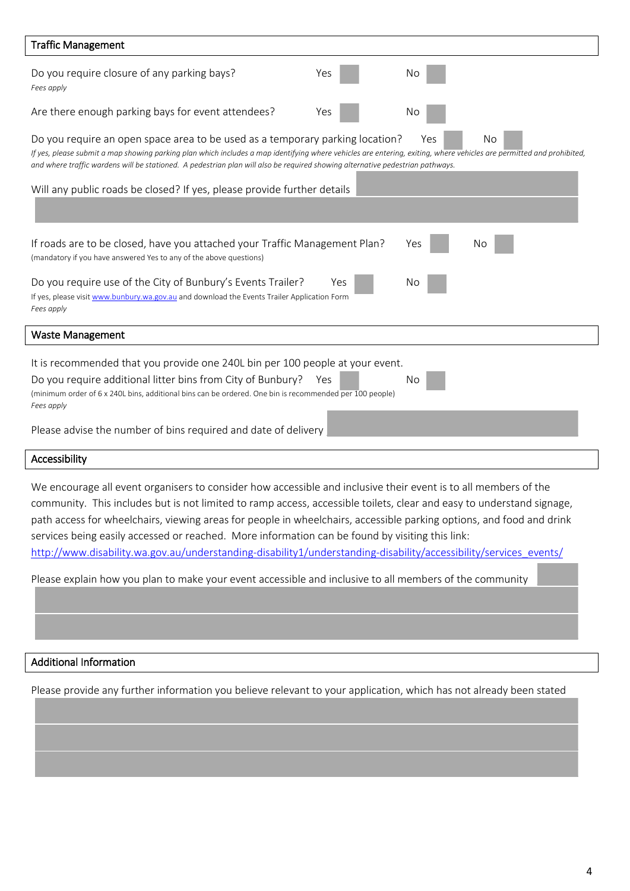## Traffic Management

Do you require closure of any parking bays? Yes ☐ No ☐
*Fees apply*

Are there enough parking bays for event attendees? Yes ☐ No ☐

Do you require an open space area to be used as a temporary parking location? Yes ☐ No ☐
*If yes, please submit a map showing parking plan which includes a map identifying where vehicles are entering, exiting, where vehicles are permitted and prohibited, and where traffic wardens will be stationed. A pedestrian plan will also be required showing alternative pedestrian pathways.*

Will any public roads be closed? If yes, please provide further details

If roads are to be closed, have you attached your Traffic Management Plan? Yes ☐ No ☐
(mandatory if you have answered Yes to any of the above questions)

Do you require use of the City of Bunbury's Events Trailer? Yes ☐ No ☐
If yes, please visit www.bunbury.wa.gov.au and download the Events Trailer Application Form
*Fees apply*

## Waste Management

It is recommended that you provide one 240L bin per 100 people at your event.

Do you require additional litter bins from City of Bunbury? Yes ☐ No ☐
(minimum order of 6 x 240L bins, additional bins can be ordered. One bin is recommended per 100 people)
*Fees apply*

Please advise the number of bins required and date of delivery

## Accessibility

We encourage all event organisers to consider how accessible and inclusive their event is to all members of the community. This includes but is not limited to ramp access, accessible toilets, clear and easy to understand signage, path access for wheelchairs, viewing areas for people in wheelchairs, accessible parking options, and food and drink services being easily accessed or reached. More information can be found by visiting this link: http://www.disability.wa.gov.au/understanding-disability1/understanding-disability/accessibility/services_events/

Please explain how you plan to make your event accessible and inclusive to all members of the community

## Additional Information

Please provide any further information you believe relevant to your application, which has not already been stated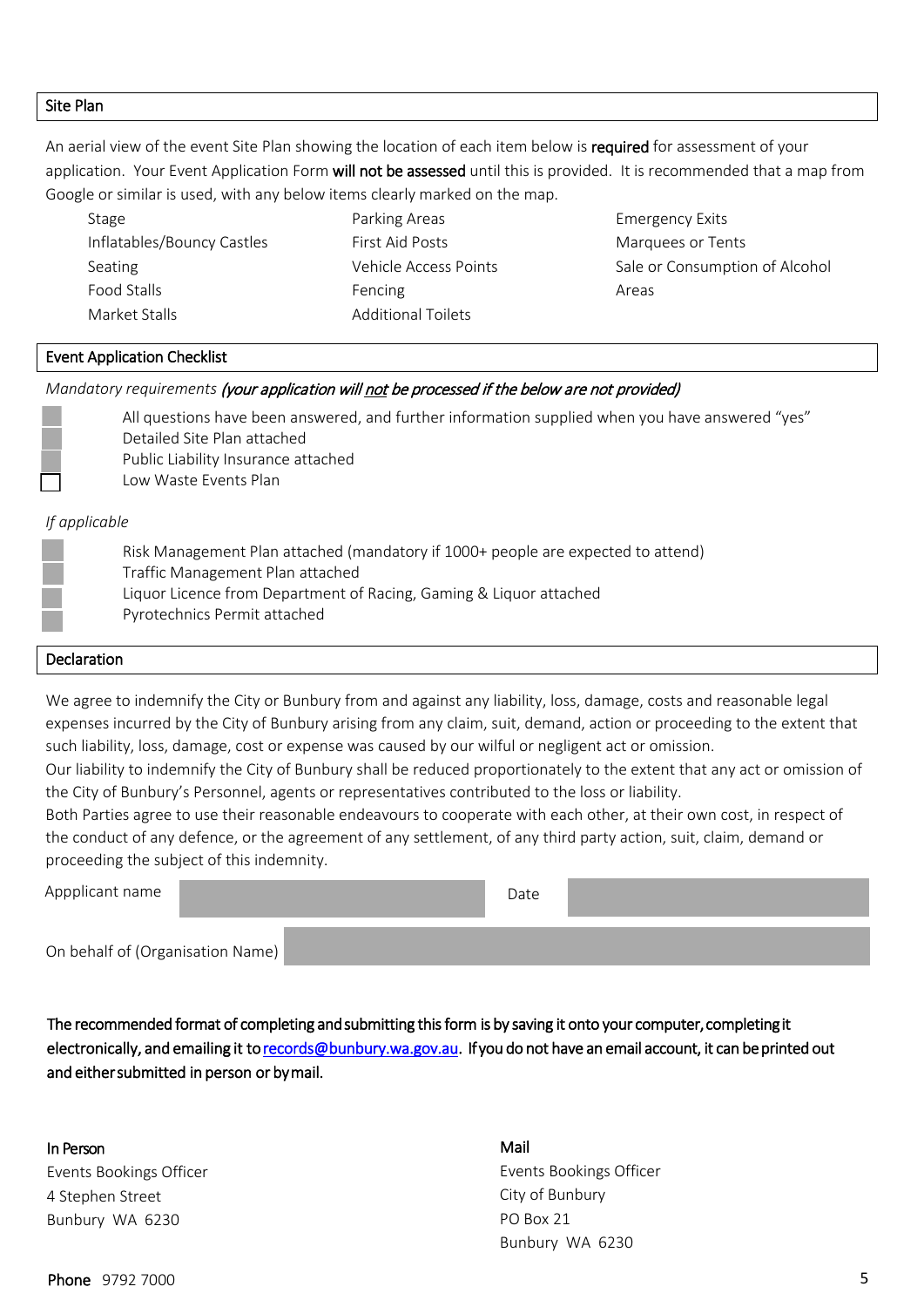## Site Plan

An aerial view of the event Site Plan showing the location of each item below is **required** for assessment of your application. Your Event Application Form **will not be assessed** until this is provided. It is recommended that a map from Google or similar is used, with any below items clearly marked on the map.

- Stage
- Inflatables/Bouncy Castles
- Seating
- Food Stalls
- Market Stalls
- Parking Areas
- First Aid Posts
- Vehicle Access Points
- Fencing
- Additional Toilets
- Emergency Exits
- Marquees or Tents
- Sale or Consumption of Alcohol Areas

## Event Application Checklist

*Mandatory requirements* ***(your application will <u>not</u> be processed if the below are not provided)***

- ☐ All questions have been answered, and further information supplied when you have answered "yes"
- ☐ Detailed Site Plan attached
- ☐ Public Liability Insurance attached
- ☐ Low Waste Events Plan

*If applicable*

- ☐ Risk Management Plan attached (mandatory if 1000+ people are expected to attend)
- ☐ Traffic Management Plan attached
- ☐ Liquor Licence from Department of Racing, Gaming & Liquor attached
- ☐ Pyrotechnics Permit attached

## Declaration

We agree to indemnify the City or Bunbury from and against any liability, loss, damage, costs and reasonable legal expenses incurred by the City of Bunbury arising from any claim, suit, demand, action or proceeding to the extent that such liability, loss, damage, cost or expense was caused by our wilful or negligent act or omission.
Our liability to indemnify the City of Bunbury shall be reduced proportionately to the extent that any act or omission of the City of Bunbury's Personnel, agents or representatives contributed to the loss or liability.
Both Parties agree to use their reasonable endeavours to cooperate with each other, at their own cost, in respect of the conduct of any defence, or the agreement of any settlement, of any third party action, suit, claim, demand or proceeding the subject of this indemnity.

Appplicant name ____________________ Date ____________________

On behalf of (Organisation Name) ____________________

**The recommended format of completing and submitting this form is by saving it onto your computer, completing it electronically, and emailing it to [records@bunbury.wa.gov.au](mailto:records@bunbury.wa.gov.au). If you do not have an email account, it can be printed out and either submitted in person or by mail.**

**In Person**
Events Bookings Officer
4 Stephen Street
Bunbury WA 6230

**Mail**
Events Bookings Officer
City of Bunbury
PO Box 21
Bunbury WA 6230

**Phone** 9792 7000